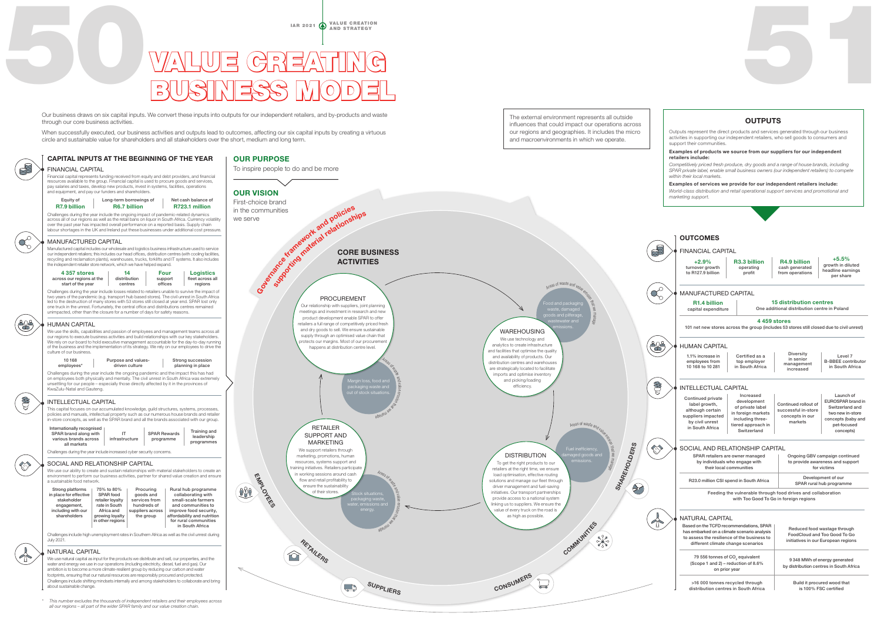# VALUE CREATING BUSINESS MODEL

Our business draws on six capital inputs. We convert these inputs into outputs for our independent retailers, and by-products and waste through our core business activities.

When successfully executed, our business activities and outputs lead to outcomes, affecting our six capital inputs by creating a virtuous circle and sustainable value for shareholders and all stakeholders over the short, medium and long term.

## CAPITAL INPUTS AT THE BEGINNING OF THE YEAR

### FINANCIAL CAPITAL

Financial capital represents funding received from equity and debt providers, and financial resources available to the group. Financial capital is used to procure goods and services, pay salaries and taxes, develop new products, invest in systems, facilities, operations and equipment, and pay our funders and shareholders.

| Equity of **R7.9 billion** | Long-term borrowings of **R6.7 billion** | Net cash balance of **R723.1 million** |
|---|---|---|

Challenges during the year include the ongoing impact of pandemic-related dynamics across all of our regions as well as the retail bans on liquor in South Africa. Currency volatility over the past year has impacted overall performance on a reported basis. Supply chain labour shortages in the UK and Ireland put these businesses under additional cost pressure.

### MANUFACTURED CAPITAL

Manufactured capital includes our wholesale and logistics business infrastructure used to service our independent retailers; this includes our head offices, distribution centres (with cooling facilities, recycling and reclamation plants), warehouses, trucks, forklifts and IT systems. It also includes the independent retailer store network, which we have helped expand.

| **4 357 stores** across our regions at the start of the year | **14** distribution centres | **Four** support offices | **Logistics** fleet across all regions |
|---|---|---|---|

Challenges during the year include losses related to retailers unable to survive the impact of two years of the pandemic (e.g. transport hub based stores). The civil unrest in South Africa led to the destruction of many stores with 53 stores still closed at year end. SPAR lost only one truck in the unrest. Fortunately, the central office and distributions centres remained unimpacted, other than the closure for a number of days for safety reasons.

### HUMAN CAPITAL

We use the skills, capabilities and passion of employees and management teams across all our regions to execute business activities and build relationships with our key stakeholders. We rely on our board to hold executive management accountable for the day-to-day running of the business and the implementation of its strategy. We rely on our employees to drive the culture of our business.

| 10 168 employees* | Purpose and values-driven culture | Strong succession planning in place |
|---|---|---|

Challenges during the year include the ongoing pandemic and the impact this has had on employees both physically and mentally. The civil unrest in South Africa was extremely unsettling for our people – especially those directly affected by it in the provinces of KwaZulu-Natal and Gauteng.

### INTELLECTUAL CAPITAL

This capital focuses on our accumulated knowledge, guild structures, systems, processes, policies and manuals, intellectual property such as our numerous house brands and retailer in-store concepts, as well as the SPAR brand and all the brands associated with our group.

| Internationally recognised SPAR brand along with various brands across all markets | IT infrastructure | SPAR Rewards programme | Training and leadership programmes |
|---|---|---|---|

Challenges during the year include increased cyber security concerns.

### SOCIAL AND RELATIONSHIP CAPITAL

We use our ability to create and sustain relationships with material stakeholders to create an environment to perform our business activities, partner for shared value creation and ensure a sustainable food network.

| Strong platforms in place for effective stakeholder engagement, including with our shareholders | 75% to 80% SPAR food retailer loyalty rate in South Africa and growing loyalty in other regions | Procuring goods and services from hundreds of suppliers across the group | Rural hub programme collaborating with small-scale farmers and communities to improve food security, affordability and nutrition for rural communities in South Africa |
|---|---|---|---|

Challenges include high unemployment rates in Southern Africa as well as the civil unrest during July 2021.

### NATURAL CAPITAL

We use natural capital as input for the products we distribute and sell, our properties, and the water and energy we use in our operations (including electricity, diesel, fuel and gas). Our ambition is to become a more climate-resilient group by reducing our carbon and water footprints, ensuring that our natural resources are responsibly procured and protected. Challenges include shifting mindsets internally and among stakeholders to collaborate and bring about sustainable change.

\* *This number excludes the thousands of independent retailers and their employees across all our regions – all part of the wider SPAR family and our value creation chain.*

## OUR PURPOSE

To inspire people to do and be more

## OUR VISION

First-choice brand in the communities we serve

The external environment represents all outside influences that could impact our operations across our regions and geographies. It includes the micro and macroenvironments in which we operate.

Governance framework and policies supporting material relationships

## CORE BUSINESS ACTIVITIES

### PROCUREMENT

Our relationship with suppliers, joint planning meetings and investment in research and new product development enable SPAR to offer retailers a full range of competitively priced fresh and dry goods to sell. We ensure sustainable supply through an optimised value chain that protects our margins. Most of our procurement happens at distribution centre level.

Areas of waste and value erosion that we manage: Margin loss, food and packaging waste and out of stock situations.

### WAREHOUSING

We use technology and analytics to create infrastructure and facilities that optimise the quality and availability of products. Our distribution centres and warehouses are strategically located to facilitate imports and optimise inventory and picking/loading efficiency.

Areas of waste and value erosion that we manage: Food and packaging waste, damaged goods and pilferage, wastewater and emissions.

### DISTRIBUTION

To get the right products to our retailers at the right time, we ensure load optimisation, effective routing solutions and manage our fleet through driver management and fuel-saving initiatives. Our transport partnerships provide access to a national system linking us to suppliers. We ensure the value of every truck on the road is as high as possible.

Areas of waste and value erosion that we manage: Fuel inefficiency, damaged goods and emissions.

### RETAILER SUPPORT AND MARKETING

We support retailers through marketing, promotions, human resources, systems support and training initiatives. Retailers participate in working sessions around cash flow and retail profitability to ensure the sustainability of their stores.

Areas of waste and value erosion that we manage: Stock situations, packaging waste, water, emissions and energy.

EMPLOYEES · RETAILERS · SUPPLIERS · CONSUMERS · COMMUNITIES · SHAREHOLDERS

## OUTPUTS

Outputs represent the direct products and services generated through our business activities in supporting our independent retailers, who sell goods to consumers and support their communities.

**Examples of products we source from our suppliers for our independent retailers include:**

*Competitively priced fresh produce, dry goods and a range of house brands, including SPAR private label, enable small business owners (our independent retailers) to compete within their local markets.*

**Examples of services we provide for our independent retailers include:**

*World-class distribution and retail operational support services and promotional and marketing support.*

## OUTCOMES

### FINANCIAL CAPITAL

| **+2.9%** turnover growth to R127.9 billion | **R3.3 billion** operating profit | **R4.9 billion** cash generated from operations | **+5.5%** growth in diluted headline earnings per share |
|---|---|---|---|

### MANUFACTURED CAPITAL

| **R1.4 billion** capital expenditure | **15 distribution centres** One additional distribution centre in Poland |
|---|---|

**4 459 stores**

101 net new stores across the group (includes 53 stores still closed due to civil unrest)

### HUMAN CAPITAL

| 1.1% increase in employees from 10 168 to 10 281 | Certified as a top employer in South Africa | Diversity in senior management increased | Level 7 B-BBEE contributor in South Africa |
|---|---|---|---|

### INTELLECTUAL CAPITAL

| Continued private label growth, although certain suppliers impacted by civil unrest in South Africa | Increased development of private label in foreign markets including three-tiered approach in Switzerland | Continued rollout of successful in-store concepts in our markets | Launch of EUROSPAR brand in Switzerland and two new in-store concepts (baby and pet-focused concepts) |
|---|---|---|---|

### SOCIAL AND RELATIONSHIP CAPITAL

| SPAR retailers are owner managed by individuals who engage with their local communities | Ongoing GBV campaign continued to provide awareness and support for victims |
|---|---|
| R23.0 million CSI spend in South Africa | Development of our SPAR rural hub programme |

Feeding the vulnerable through food drives and collaboration with Too Good To Go in foreign regions

### NATURAL CAPITAL

| Based on the TCFD recommendations, SPAR has embarked on a climate scenario analysis to assess the resilience of the business to different climate change scenarios | Reduced food wastage through FoodCloud and Too Good To Go initiatives in our European regions |
|---|---|
| 79 556 tonnes of $CO_2$ equivalent (Scope 1 and 2) – reduction of 8.6% on prior year | 9 348 MWh of energy generated by distribution centres in South Africa |
| >16 000 tonnes recycled through distribution centres in South Africa | Build it procured wood that is 100% FSC certified |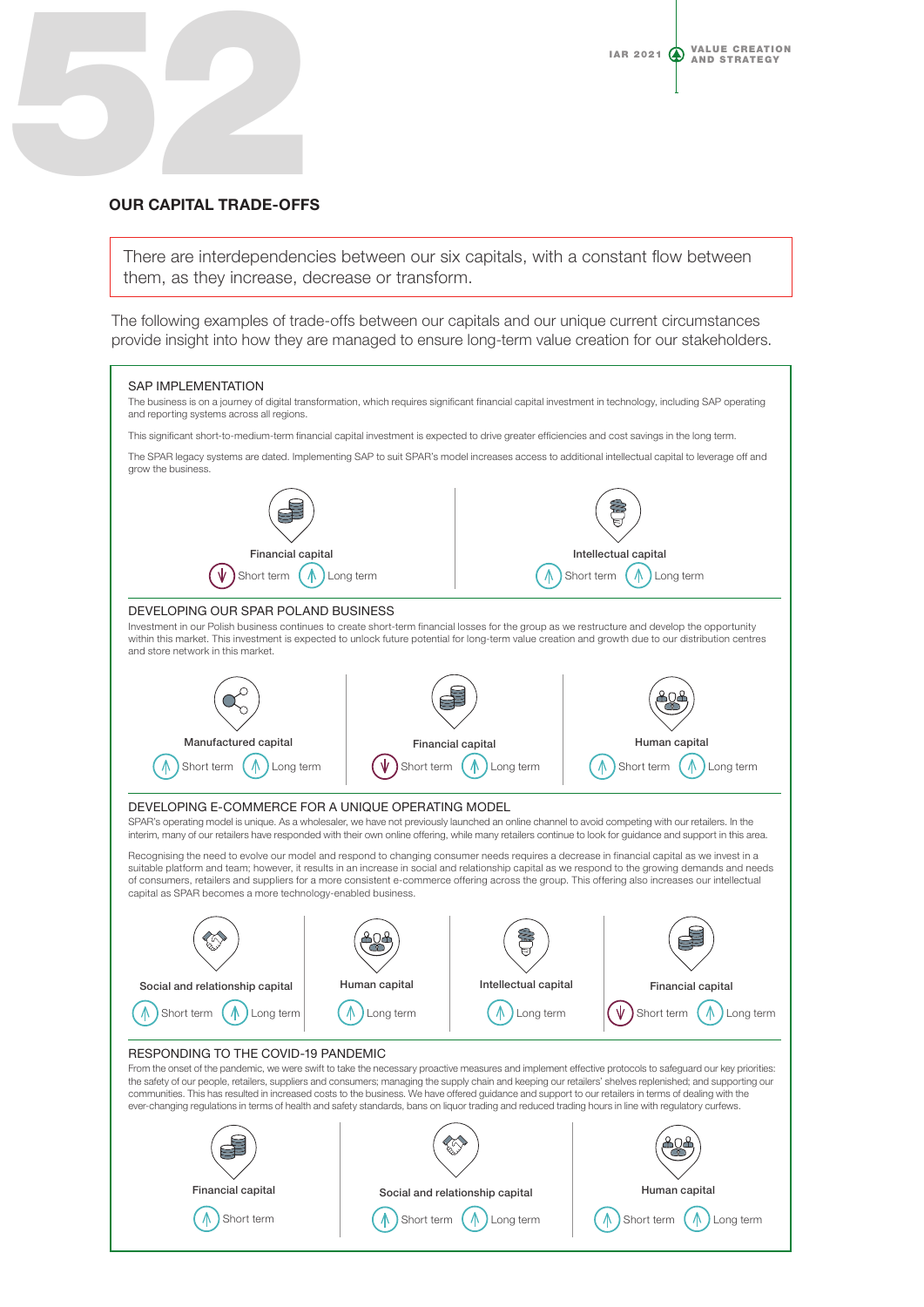## OUR CAPITAL TRADE-OFFS

There are interdependencies between our six capitals, with a constant flow between them, as they increase, decrease or transform.

The following examples of trade-offs between our capitals and our unique current circumstances provide insight into how they are managed to ensure long-term value creation for our stakeholders.

### SAP IMPLEMENTATION

The business is on a journey of digital transformation, which requires significant financial capital investment in technology, including SAP operating and reporting systems across all regions.

This significant short-to-medium-term financial capital investment is expected to drive greater efficiencies and cost savings in the long term.

The SPAR legacy systems are dated. Implementing SAP to suit SPAR's model increases access to additional intellectual capital to leverage off and grow the business.

Financial capital
Short term (decrease) Long term (increase)

Intellectual capital
Short term (increase) Long term (increase)

### DEVELOPING OUR SPAR POLAND BUSINESS

Investment in our Polish business continues to create short-term financial losses for the group as we restructure and develop the opportunity within this market. This investment is expected to unlock future potential for long-term value creation and growth due to our distribution centres and store network in this market.

Manufactured capital
Short term (increase) Long term (increase)

Financial capital
Short term (decrease) Long term (increase)

Human capital
Short term (increase) Long term (increase)

### DEVELOPING E-COMMERCE FOR A UNIQUE OPERATING MODEL

SPAR's operating model is unique. As a wholesaler, we have not previously launched an online channel to avoid competing with our retailers. In the interim, many of our retailers have responded with their own online offering, while many retailers continue to look for guidance and support in this area.

Recognising the need to evolve our model and respond to changing consumer needs requires a decrease in financial capital as we invest in a suitable platform and team; however, it results in an increase in social and relationship capital as we respond to the growing demands and needs of consumers, retailers and suppliers for a more consistent e-commerce offering across the group. This offering also increases our intellectual capital as SPAR becomes a more technology-enabled business.

Social and relationship capital
Short term (increase) Long term (increase)

Human capital
Long term (increase)

Intellectual capital
Long term (increase)

Financial capital
Short term (decrease) Long term (increase)

### RESPONDING TO THE COVID-19 PANDEMIC

From the onset of the pandemic, we were swift to take the necessary proactive measures and implement effective protocols to safeguard our key priorities: the safety of our people, retailers, suppliers and consumers; managing the supply chain and keeping our retailers' shelves replenished; and supporting our communities. This has resulted in increased costs to the business. We have offered guidance and support to our retailers in terms of dealing with the ever-changing regulations in terms of health and safety standards, bans on liquor trading and reduced trading hours in line with regulatory curfews.

Financial capital
Short term (increase)

Social and relationship capital
Short term (increase) Long term (increase)

Human capital
Short term (increase) Long term (increase)